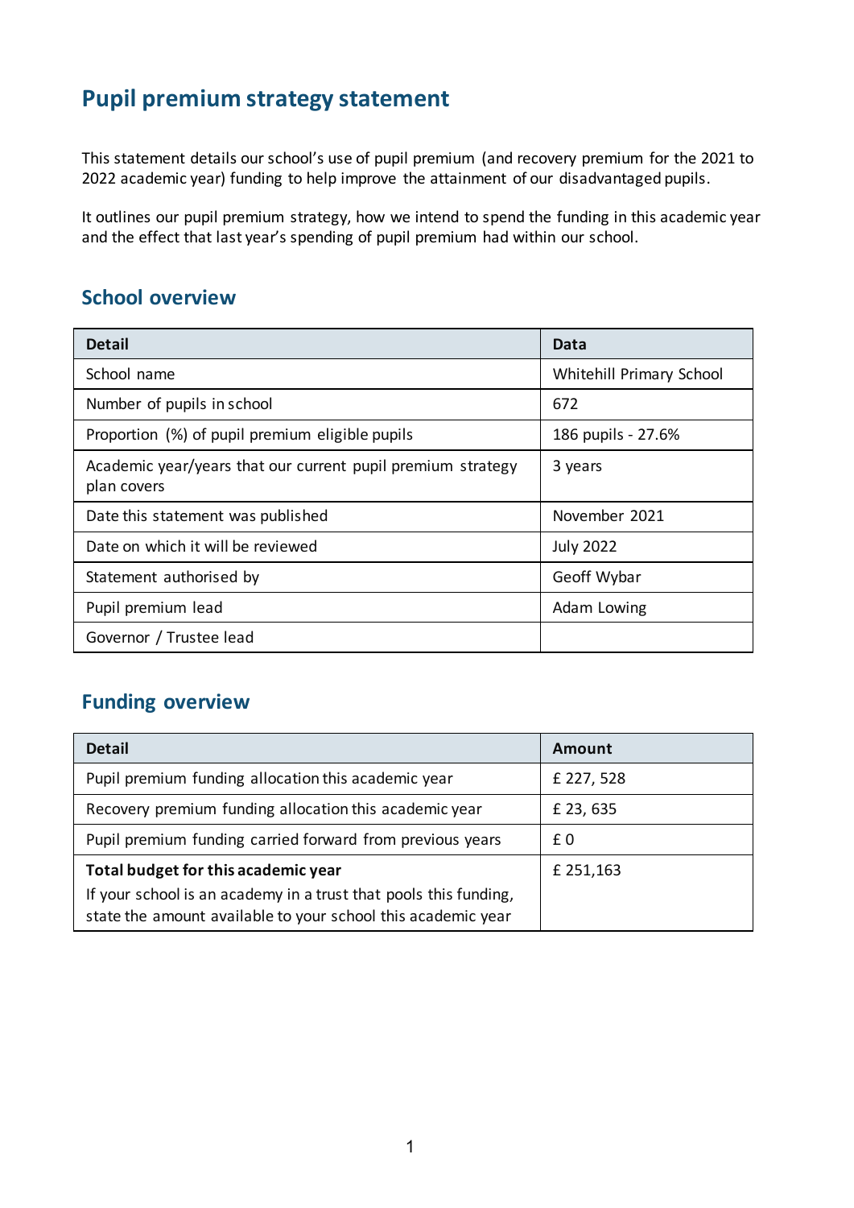# Pupil premium strategy statement

This statement details our school's use of pupil premium (and recovery premium for the 2021 to 2022 academic year) funding to help improve the attainment of our disadvantaged pupils.

It outlines our pupil premium strategy, how we intend to spend the funding in this academic year and the effect that last year's spending of pupil premium had within our school.

## School overview

| Detail | Data |
|---|---|
| School name | Whitehill Primary School |
| Number of pupils in school | 672 |
| Proportion (%) of pupil premium eligible pupils | 186 pupils - 27.6% |
| Academic year/years that our current pupil premium strategy plan covers | 3 years |
| Date this statement was published | November 2021 |
| Date on which it will be reviewed | July 2022 |
| Statement authorised by | Geoff Wybar |
| Pupil premium lead | Adam Lowing |
| Governor / Trustee lead | |

## Funding overview

| Detail | Amount |
|---|---|
| Pupil premium funding allocation this academic year | £ 227, 528 |
| Recovery premium funding allocation this academic year | £ 23, 635 |
| Pupil premium funding carried forward from previous years | £ 0 |
| **Total budget for this academic year**<br>If your school is an academy in a trust that pools this funding, state the amount available to your school this academic year | £ 251,163 |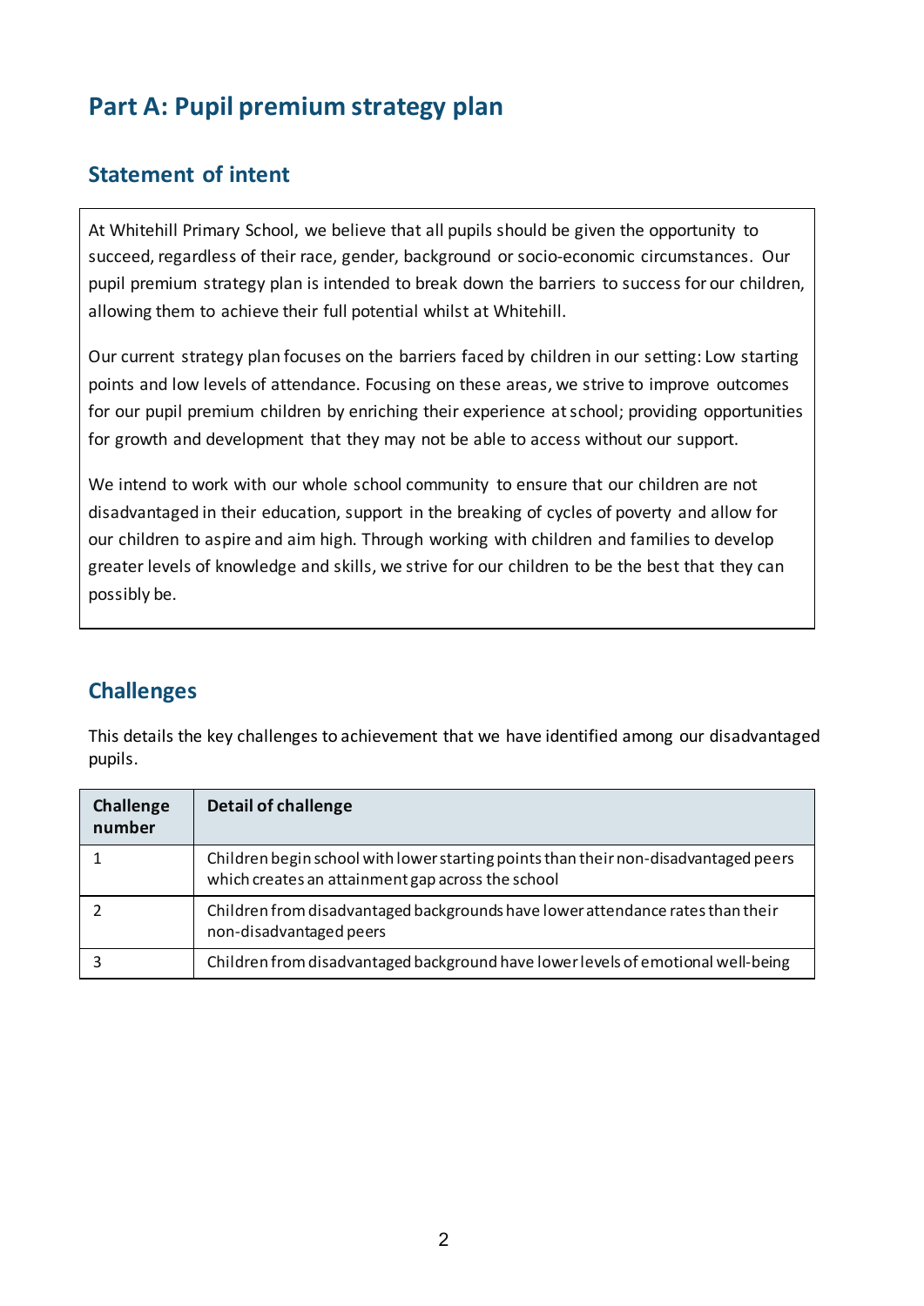## Part A: Pupil premium strategy plan

### Statement of intent

At Whitehill Primary School, we believe that all pupils should be given the opportunity to succeed, regardless of their race, gender, background or socio-economic circumstances. Our pupil premium strategy plan is intended to break down the barriers to success for our children, allowing them to achieve their full potential whilst at Whitehill.

Our current strategy plan focuses on the barriers faced by children in our setting: Low starting points and low levels of attendance. Focusing on these areas, we strive to improve outcomes for our pupil premium children by enriching their experience at school; providing opportunities for growth and development that they may not be able to access without our support.

We intend to work with our whole school community to ensure that our children are not disadvantaged in their education, support in the breaking of cycles of poverty and allow for our children to aspire and aim high. Through working with children and families to develop greater levels of knowledge and skills, we strive for our children to be the best that they can possibly be.

### Challenges

This details the key challenges to achievement that we have identified among our disadvantaged pupils.

| Challenge number | Detail of challenge |
|---|---|
| 1 | Children begin school with lower starting points than their non-disadvantaged peers which creates an attainment gap across the school |
| 2 | Children from disadvantaged backgrounds have lower attendance rates than their non-disadvantaged peers |
| 3 | Children from disadvantaged background have lower levels of emotional well-being |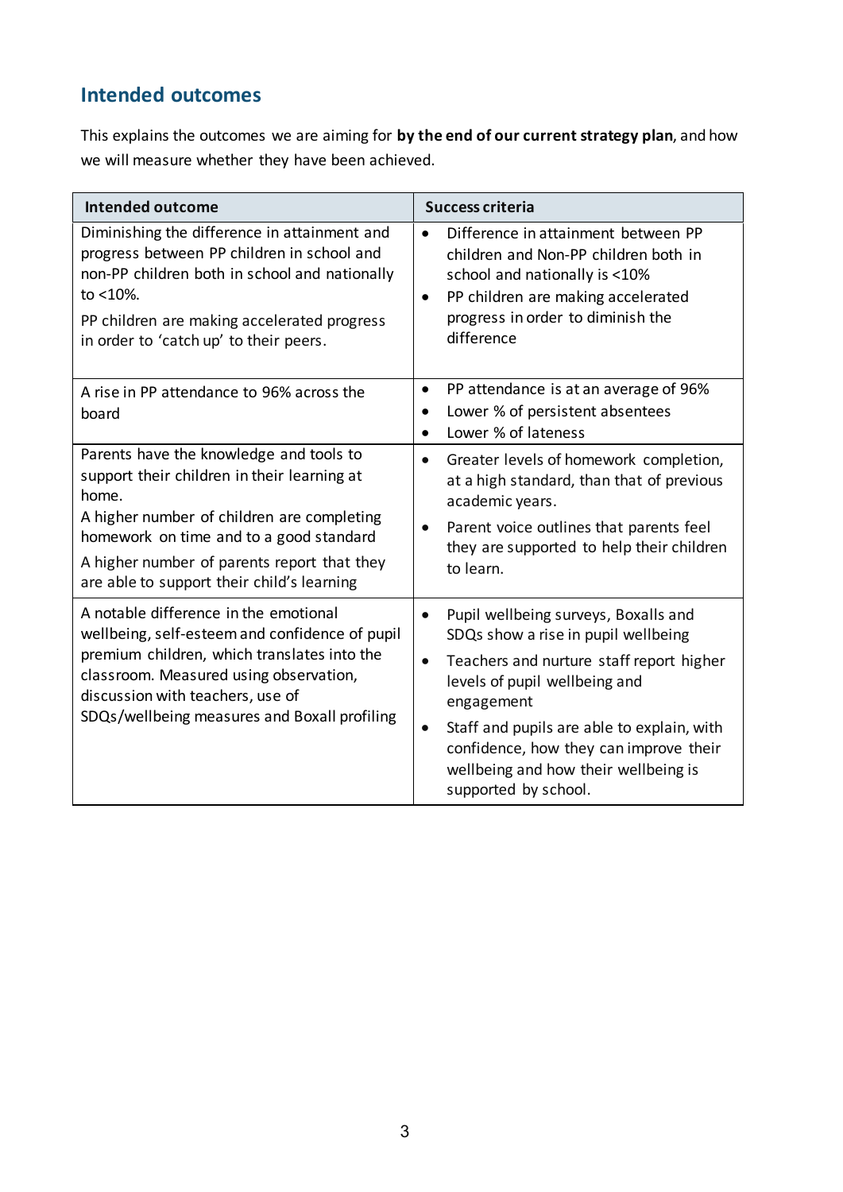## Intended outcomes

This explains the outcomes we are aiming for **by the end of our current strategy plan**, and how we will measure whether they have been achieved.

| Intended outcome | Success criteria |
|---|---|
| Diminishing the difference in attainment and progress between PP children in school and non-PP children both in school and nationally to <10%.<br>PP children are making accelerated progress in order to 'catch up' to their peers. | • Difference in attainment between PP children and Non-PP children both in school and nationally is <10%<br>• PP children are making accelerated progress in order to diminish the difference |
| A rise in PP attendance to 96% across the board | • PP attendance is at an average of 96%<br>• Lower % of persistent absentees<br>• Lower % of lateness |
| Parents have the knowledge and tools to support their children in their learning at home.<br>A higher number of children are completing homework on time and to a good standard<br>A higher number of parents report that they are able to support their child's learning | • Greater levels of homework completion, at a high standard, than that of previous academic years.<br>• Parent voice outlines that parents feel they are supported to help their children to learn. |
| A notable difference in the emotional wellbeing, self-esteem and confidence of pupil premium children, which translates into the classroom. Measured using observation, discussion with teachers, use of SDQs/wellbeing measures and Boxall profiling | • Pupil wellbeing surveys, Boxalls and SDQs show a rise in pupil wellbeing<br>• Teachers and nurture staff report higher levels of pupil wellbeing and engagement<br>• Staff and pupils are able to explain, with confidence, how they can improve their wellbeing and how their wellbeing is supported by school. |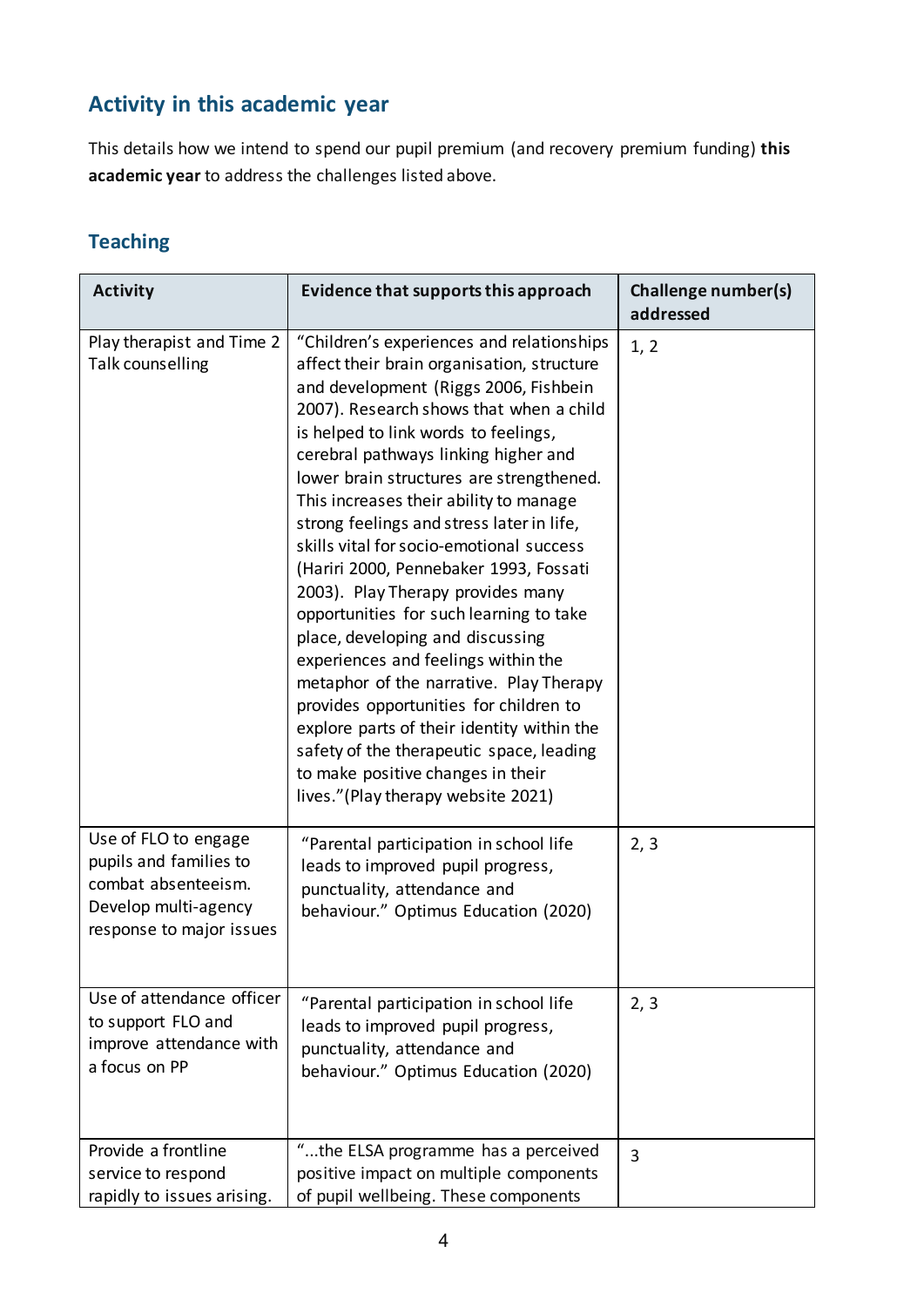## Activity in this academic year

This details how we intend to spend our pupil premium (and recovery premium funding) **this academic year** to address the challenges listed above.

### Teaching

| Activity | Evidence that supports this approach | Challenge number(s) addressed |
|---|---|---|
| Play therapist and Time 2 Talk counselling | "Children's experiences and relationships affect their brain organisation, structure and development (Riggs 2006, Fishbein 2007). Research shows that when a child is helped to link words to feelings, cerebral pathways linking higher and lower brain structures are strengthened. This increases their ability to manage strong feelings and stress later in life, skills vital for socio-emotional success (Hariri 2000, Pennebaker 1993, Fossati 2003). Play Therapy provides many opportunities for such learning to take place, developing and discussing experiences and feelings within the metaphor of the narrative. Play Therapy provides opportunities for children to explore parts of their identity within the safety of the therapeutic space, leading to make positive changes in their lives."(Play therapy website 2021) | 1, 2 |
| Use of FLO to engage pupils and families to combat absenteeism. Develop multi-agency response to major issues | "Parental participation in school life leads to improved pupil progress, punctuality, attendance and behaviour." Optimus Education (2020) | 2, 3 |
| Use of attendance officer to support FLO and improve attendance with a focus on PP | "Parental participation in school life leads to improved pupil progress, punctuality, attendance and behaviour." Optimus Education (2020) | 2, 3 |
| Provide a frontline service to respond rapidly to issues arising. | "...the ELSA programme has a perceived positive impact on multiple components of pupil wellbeing. These components | 3 |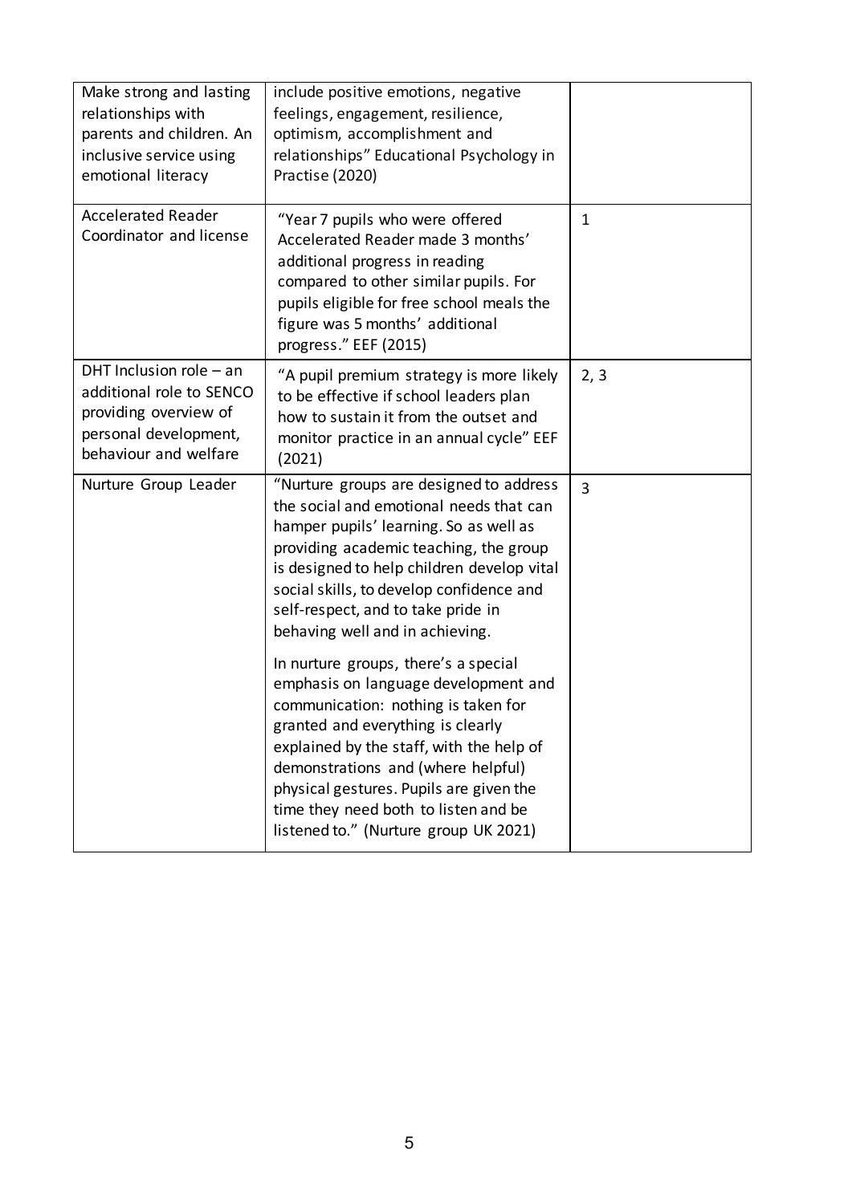| | | |
|---|---|---|
| Make strong and lasting relationships with parents and children. An inclusive service using emotional literacy | include positive emotions, negative feelings, engagement, resilience, optimism, accomplishment and relationships" Educational Psychology in Practise (2020) | |
| Accelerated Reader Coordinator and license | "Year 7 pupils who were offered Accelerated Reader made 3 months' additional progress in reading compared to other similar pupils. For pupils eligible for free school meals the figure was 5 months' additional progress." EEF (2015) | 1 |
| DHT Inclusion role – an additional role to SENCO providing overview of personal development, behaviour and welfare | "A pupil premium strategy is more likely to be effective if school leaders plan how to sustain it from the outset and monitor practice in an annual cycle" EEF (2021) | 2, 3 |
| Nurture Group Leader | "Nurture groups are designed to address the social and emotional needs that can hamper pupils' learning. So as well as providing academic teaching, the group is designed to help children develop vital social skills, to develop confidence and self-respect, and to take pride in behaving well and in achieving.<br><br>In nurture groups, there's a special emphasis on language development and communication: nothing is taken for granted and everything is clearly explained by the staff, with the help of demonstrations and (where helpful) physical gestures. Pupils are given the time they need both to listen and be listened to." (Nurture group UK 2021) | 3 |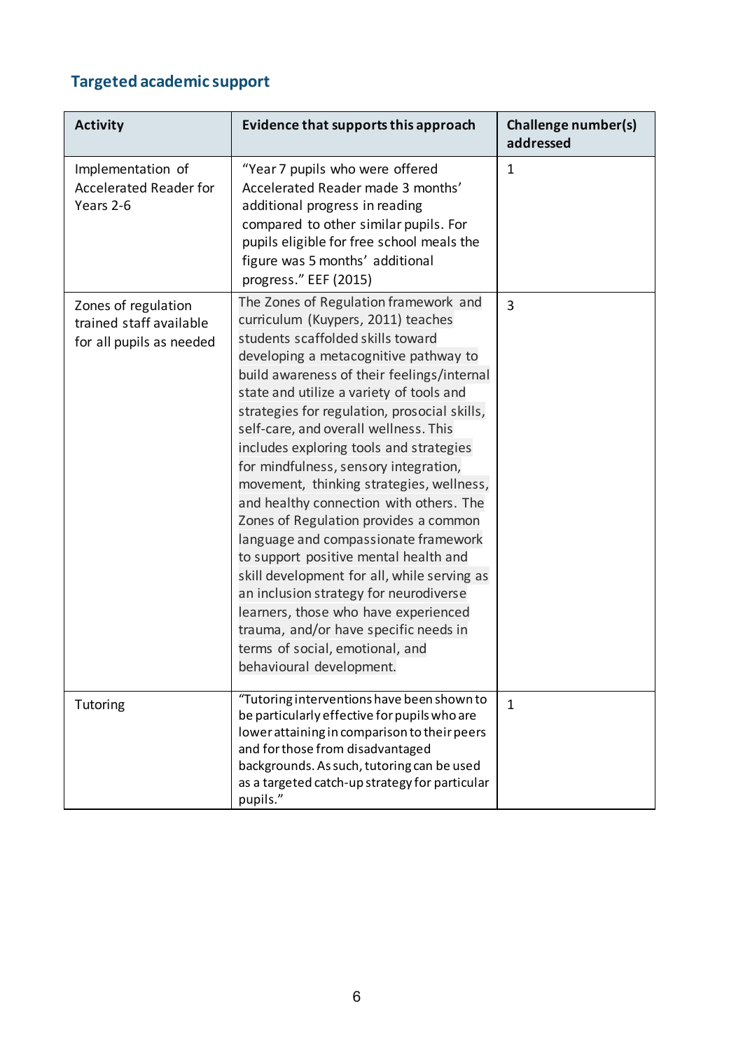## Targeted academic support

| Activity | Evidence that supports this approach | Challenge number(s) addressed |
|---|---|---|
| Implementation of Accelerated Reader for Years 2-6 | "Year 7 pupils who were offered Accelerated Reader made 3 months' additional progress in reading compared to other similar pupils. For pupils eligible for free school meals the figure was 5 months' additional progress." EEF (2015) | 1 |
| Zones of regulation trained staff available for all pupils as needed | The Zones of Regulation framework and curriculum (Kuypers, 2011) teaches students scaffolded skills toward developing a metacognitive pathway to build awareness of their feelings/internal state and utilize a variety of tools and strategies for regulation, prosocial skills, self-care, and overall wellness. This includes exploring tools and strategies for mindfulness, sensory integration, movement, thinking strategies, wellness, and healthy connection with others. The Zones of Regulation provides a common language and compassionate framework to support positive mental health and skill development for all, while serving as an inclusion strategy for neurodiverse learners, those who have experienced trauma, and/or have specific needs in terms of social, emotional, and behavioural development. | 3 |
| Tutoring | "Tutoring interventions have been shown to be particularly effective for pupils who are lower attaining in comparison to their peers and for those from disadvantaged backgrounds. As such, tutoring can be used as a targeted catch-up strategy for particular pupils." | 1 |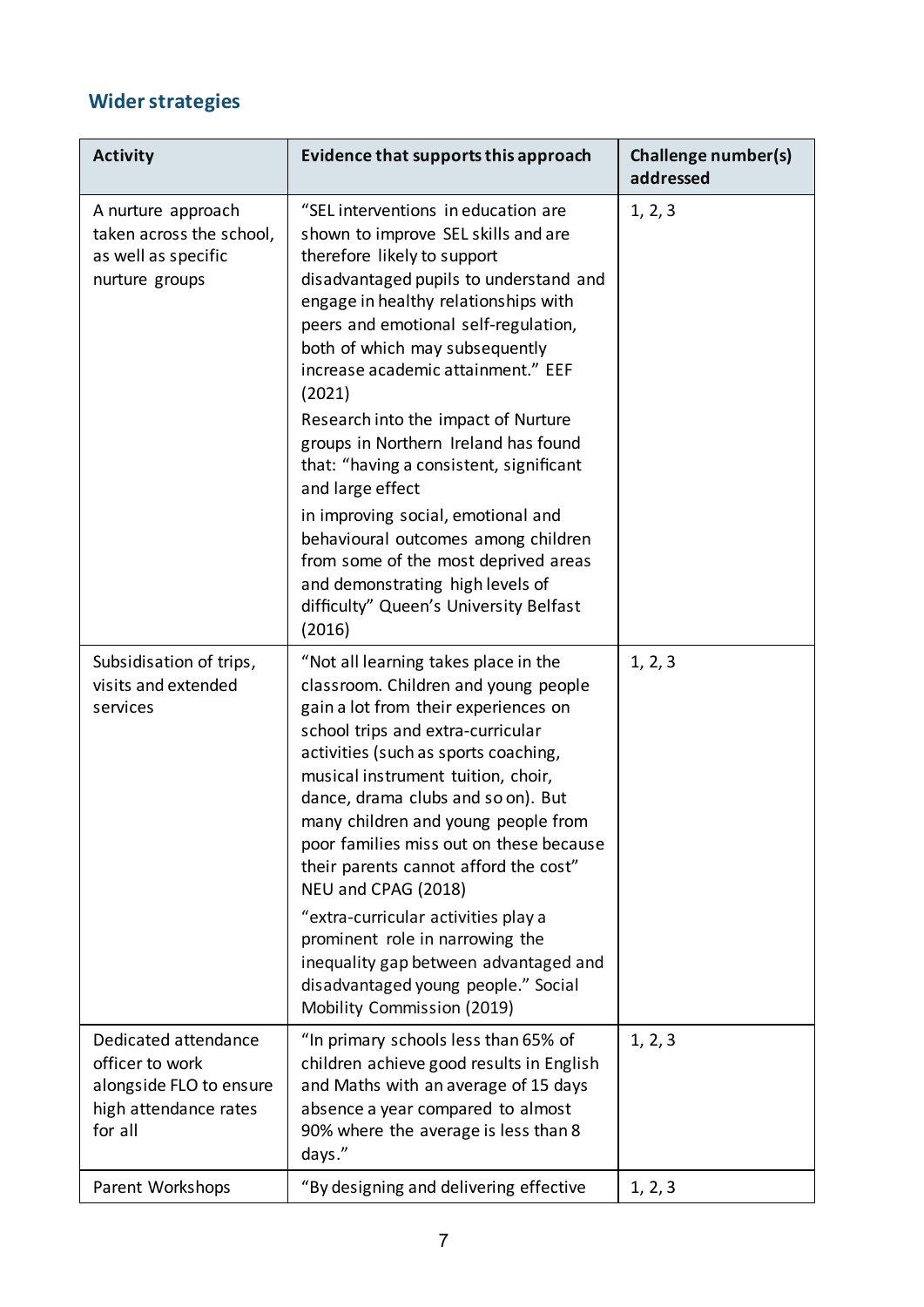## Wider strategies

| Activity | Evidence that supports this approach | Challenge number(s) addressed |
|---|---|---|
| A nurture approach taken across the school, as well as specific nurture groups | "SEL interventions in education are shown to improve SEL skills and are therefore likely to support disadvantaged pupils to understand and engage in healthy relationships with peers and emotional self-regulation, both of which may subsequently increase academic attainment." EEF (2021)<br>Research into the impact of Nurture groups in Northern Ireland has found that: "having a consistent, significant and large effect<br>in improving social, emotional and behavioural outcomes among children from some of the most deprived areas and demonstrating high levels of difficulty" Queen's University Belfast (2016) | 1, 2, 3 |
| Subsidisation of trips, visits and extended services | "Not all learning takes place in the classroom. Children and young people gain a lot from their experiences on school trips and extra-curricular activities (such as sports coaching, musical instrument tuition, choir, dance, drama clubs and so on). But many children and young people from poor families miss out on these because their parents cannot afford the cost" NEU and CPAG (2018)<br>"extra-curricular activities play a prominent role in narrowing the inequality gap between advantaged and disadvantaged young people." Social Mobility Commission (2019) | 1, 2, 3 |
| Dedicated attendance officer to work alongside FLO to ensure high attendance rates for all | "In primary schools less than 65% of children achieve good results in English and Maths with an average of 15 days absence a year compared to almost 90% where the average is less than 8 days." | 1, 2, 3 |
| Parent Workshops | "By designing and delivering effective | 1, 2, 3 |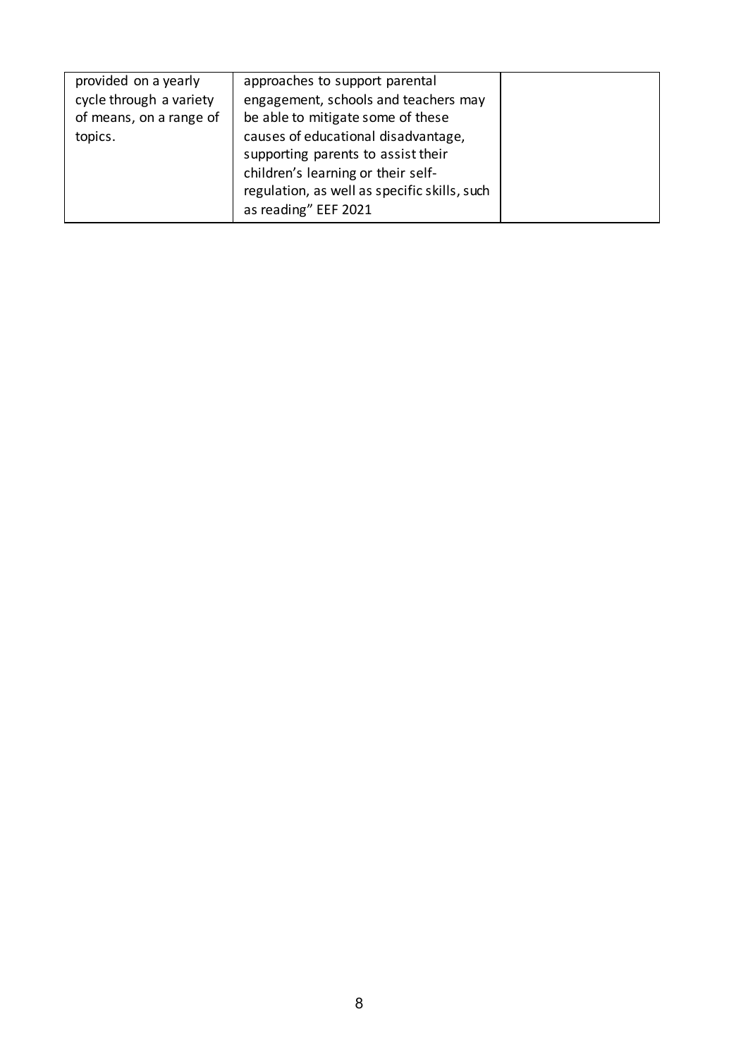| | | |
|---|---|---|
| provided on a yearly cycle through a variety of means, on a range of topics. | approaches to support parental engagement, schools and teachers may be able to mitigate some of these causes of educational disadvantage, supporting parents to assist their children's learning or their self-regulation, as well as specific skills, such as reading" EEF 2021 | |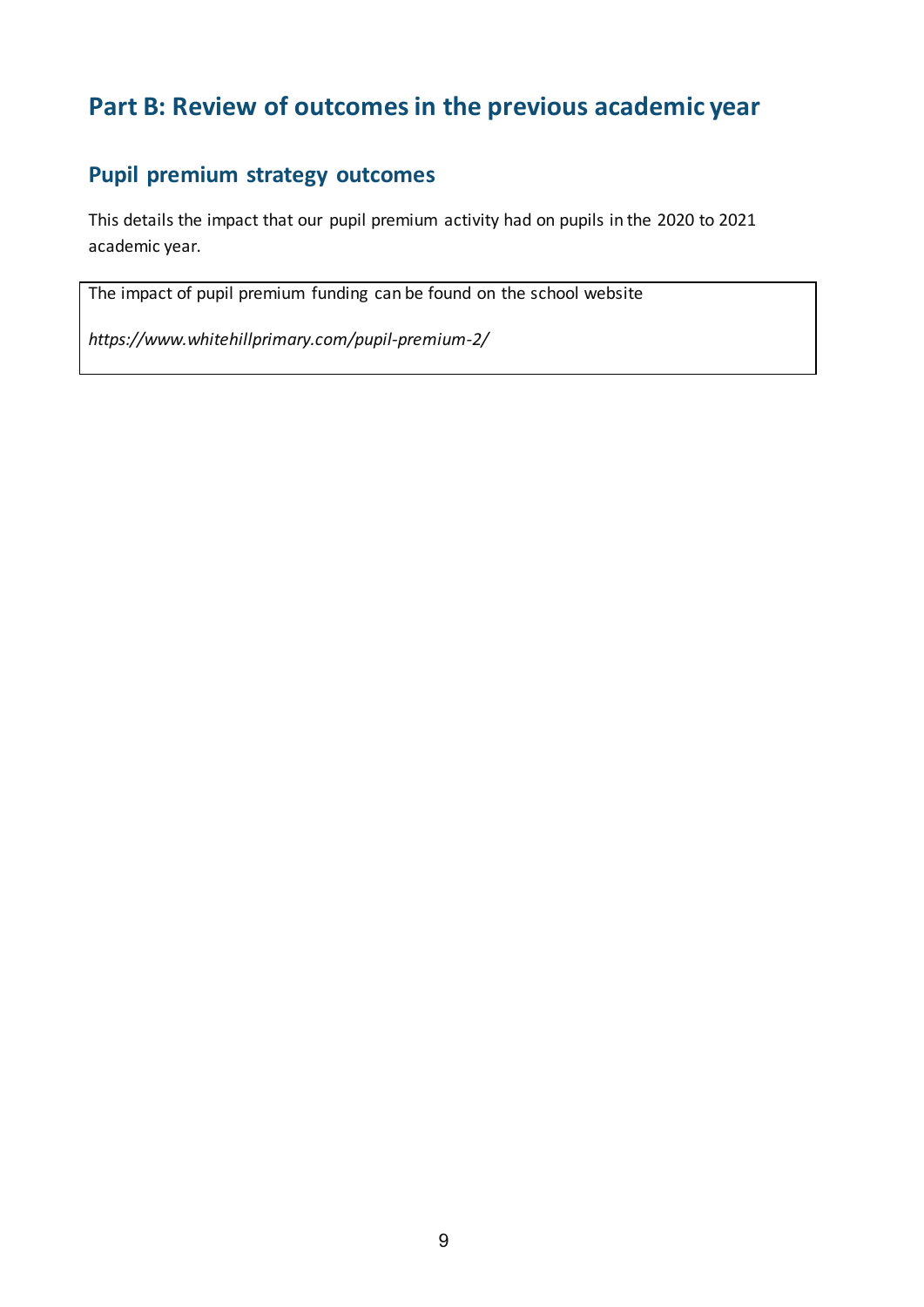# Part B: Review of outcomes in the previous academic year

## Pupil premium strategy outcomes

This details the impact that our pupil premium activity had on pupils in the 2020 to 2021 academic year.

| |
|---|
| The impact of pupil premium funding can be found on the school website<br><br>*https://www.whitehillprimary.com/pupil-premium-2/* |